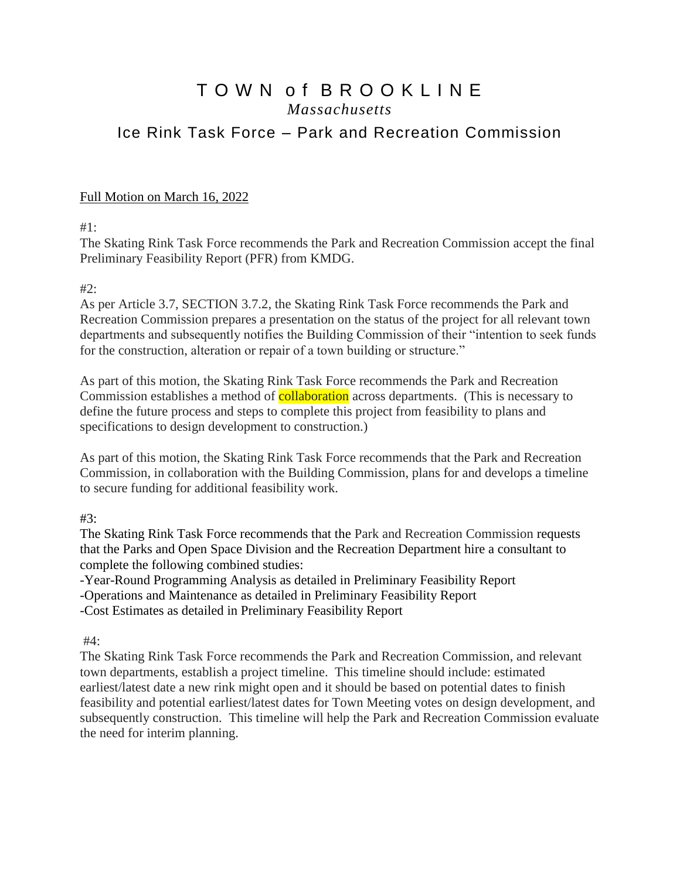# TOWN of BROOKLINE

*Massachusetts*

## Ice Rink Task Force – Park and Recreation Commission

Full Motion on March 16, 2022

#1:

The Skating Rink Task Force recommends the Park and Recreation Commission accept the final Preliminary Feasibility Report (PFR) from KMDG.

#2:

As per Article 3.7, SECTION 3.7.2, the Skating Rink Task Force recommends the Park and Recreation Commission prepares a presentation on the status of the project for all relevant town departments and subsequently notifies the Building Commission of their "intention to seek funds for the construction, alteration or repair of a town building or structure."

As part of this motion, the Skating Rink Task Force recommends the Park and Recreation Commission establishes a method of collaboration across departments. (This is necessary to define the future process and steps to complete this project from feasibility to plans and specifications to design development to construction.)

As part of this motion, the Skating Rink Task Force recommends that the Park and Recreation Commission, in collaboration with the Building Commission, plans for and develops a timeline to secure funding for additional feasibility work.

#3:

The Skating Rink Task Force recommends that the Park and Recreation Commission requests that the Parks and Open Space Division and the Recreation Department hire a consultant to complete the following combined studies:

- Year-Round Programming Analysis as detailed in Preliminary Feasibility Report
- Operations and Maintenance as detailed in Preliminary Feasibility Report
- Cost Estimates as detailed in Preliminary Feasibility Report

#4:

The Skating Rink Task Force recommends the Park and Recreation Commission, and relevant town departments, establish a project timeline. This timeline should include: estimated earliest/latest date a new rink might open and it should be based on potential dates to finish feasibility and potential earliest/latest dates for Town Meeting votes on design development, and subsequently construction. This timeline will help the Park and Recreation Commission evaluate the need for interim planning.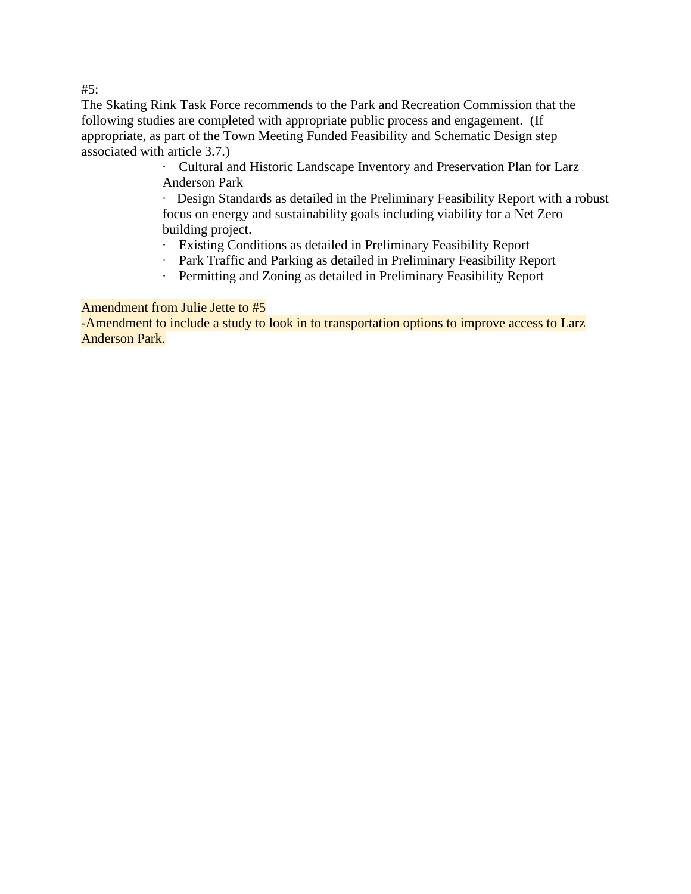#5:

The Skating Rink Task Force recommends to the Park and Recreation Commission that the following studies are completed with appropriate public process and engagement. (If appropriate, as part of the Town Meeting Funded Feasibility and Schematic Design step associated with article 3.7.)

- Cultural and Historic Landscape Inventory and Preservation Plan for Larz Anderson Park
- Design Standards as detailed in the Preliminary Feasibility Report with a robust focus on energy and sustainability goals including viability for a Net Zero building project.
- Existing Conditions as detailed in Preliminary Feasibility Report
- Park Traffic and Parking as detailed in Preliminary Feasibility Report
- Permitting and Zoning as detailed in Preliminary Feasibility Report

Amendment from Julie Jette to #5

-Amendment to include a study to look in to transportation options to improve access to Larz Anderson Park.